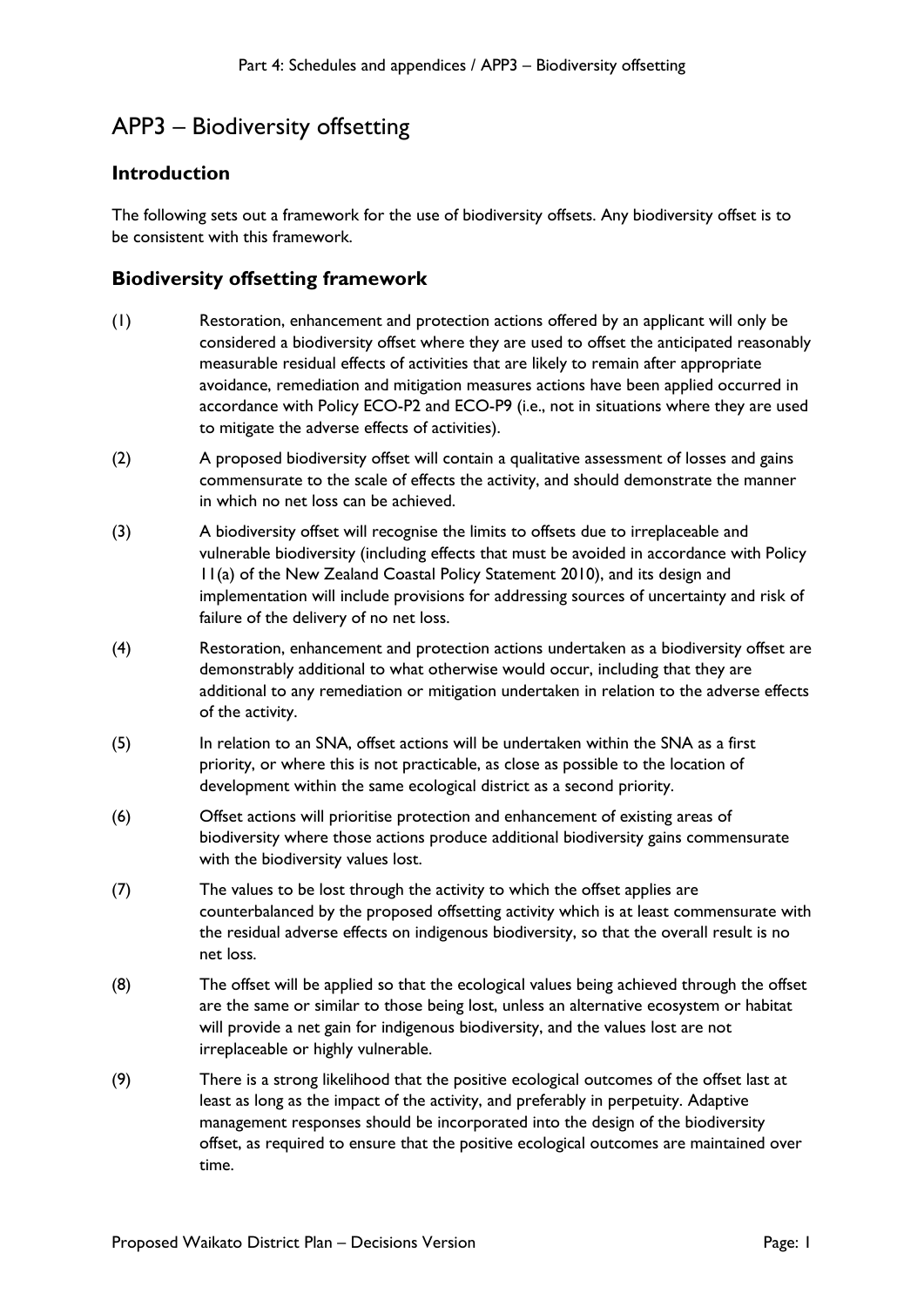# APP3 – Biodiversity offsetting

## Introduction

The following sets out a framework for the use of biodiversity offsets. Any biodiversity offset is to be consistent with this framework.

## Biodiversity offsetting framework

(1) Restoration, enhancement and protection actions offered by an applicant will only be considered a biodiversity offset where they are used to offset the anticipated reasonably measurable residual effects of activities that are likely to remain after appropriate avoidance, remediation and mitigation measures actions have been applied occurred in accordance with Policy ECO-P2 and ECO-P9 (i.e., not in situations where they are used to mitigate the adverse effects of activities).

(2) A proposed biodiversity offset will contain a qualitative assessment of losses and gains commensurate to the scale of effects the activity, and should demonstrate the manner in which no net loss can be achieved.

(3) A biodiversity offset will recognise the limits to offsets due to irreplaceable and vulnerable biodiversity (including effects that must be avoided in accordance with Policy 11(a) of the New Zealand Coastal Policy Statement 2010), and its design and implementation will include provisions for addressing sources of uncertainty and risk of failure of the delivery of no net loss.

(4) Restoration, enhancement and protection actions undertaken as a biodiversity offset are demonstrably additional to what otherwise would occur, including that they are additional to any remediation or mitigation undertaken in relation to the adverse effects of the activity.

(5) In relation to an SNA, offset actions will be undertaken within the SNA as a first priority, or where this is not practicable, as close as possible to the location of development within the same ecological district as a second priority.

(6) Offset actions will prioritise protection and enhancement of existing areas of biodiversity where those actions produce additional biodiversity gains commensurate with the biodiversity values lost.

(7) The values to be lost through the activity to which the offset applies are counterbalanced by the proposed offsetting activity which is at least commensurate with the residual adverse effects on indigenous biodiversity, so that the overall result is no net loss.

(8) The offset will be applied so that the ecological values being achieved through the offset are the same or similar to those being lost, unless an alternative ecosystem or habitat will provide a net gain for indigenous biodiversity, and the values lost are not irreplaceable or highly vulnerable.

(9) There is a strong likelihood that the positive ecological outcomes of the offset last at least as long as the impact of the activity, and preferably in perpetuity. Adaptive management responses should be incorporated into the design of the biodiversity offset, as required to ensure that the positive ecological outcomes are maintained over time.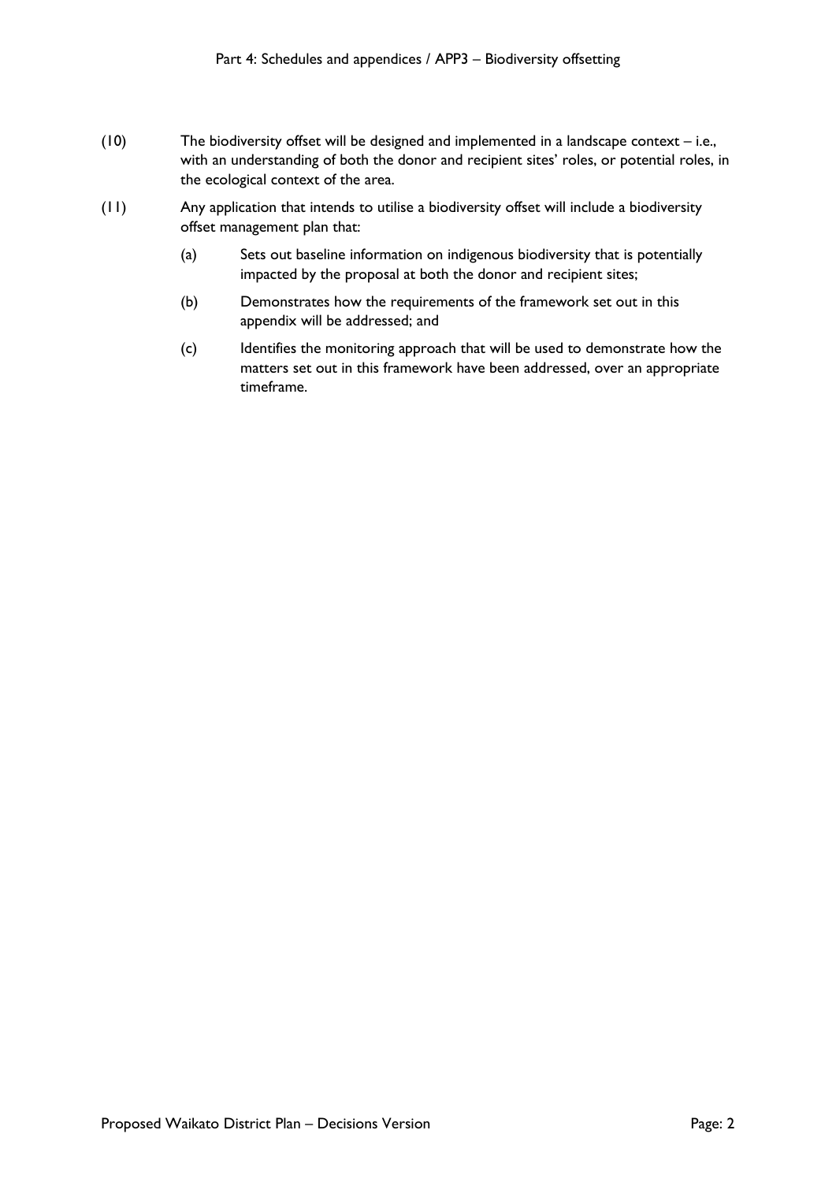(10) The biodiversity offset will be designed and implemented in a landscape context – i.e., with an understanding of both the donor and recipient sites' roles, or potential roles, in the ecological context of the area.

(11) Any application that intends to utilise a biodiversity offset will include a biodiversity offset management plan that:

- (a) Sets out baseline information on indigenous biodiversity that is potentially impacted by the proposal at both the donor and recipient sites;
- (b) Demonstrates how the requirements of the framework set out in this appendix will be addressed; and
- (c) Identifies the monitoring approach that will be used to demonstrate how the matters set out in this framework have been addressed, over an appropriate timeframe.